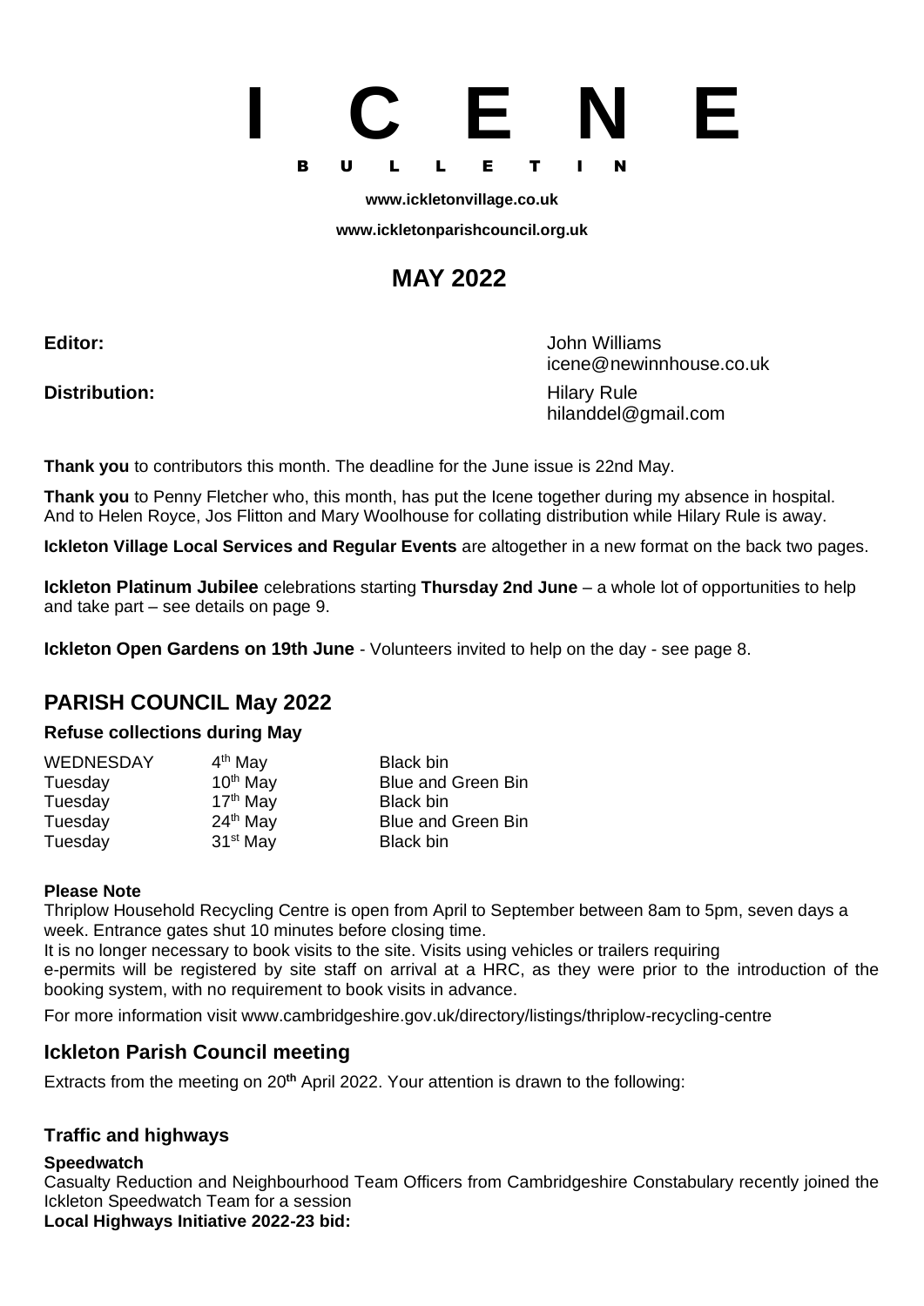# I C E N E

**B U L L E T I N**

**www.ickletonvillage.co.uk**

**www.ickletonparishcouncil.org.uk**

## MAY 2022

**Editor:** John Williams
icene@newinnhouse.co.uk

**Distribution:** Hilary Rule
hilanddel@gmail.com

**Thank you** to contributors this month. The deadline for the June issue is 22nd May.

**Thank you** to Penny Fletcher who, this month, has put the Icene together during my absence in hospital. And to Helen Royce, Jos Flitton and Mary Woolhouse for collating distribution while Hilary Rule is away.

**Ickleton Village Local Services and Regular Events** are altogether in a new format on the back two pages.

**Ickleton Platinum Jubilee** celebrations starting **Thursday 2nd June** – a whole lot of opportunities to help and take part – see details on page 9.

**Ickleton Open Gardens on 19th June** - Volunteers invited to help on the day - see page 8.

## PARISH COUNCIL May 2022

### Refuse collections during May

| | | |
|---|---|---|
| WEDNESDAY | 4th May | Black bin |
| Tuesday | 10th May | Blue and Green Bin |
| Tuesday | 17th May | Black bin |
| Tuesday | 24th May | Blue and Green Bin |
| Tuesday | 31st May | Black bin |

**Please Note**

Thriplow Household Recycling Centre is open from April to September between 8am to 5pm, seven days a week. Entrance gates shut 10 minutes before closing time.

It is no longer necessary to book visits to the site. Visits using vehicles or trailers requiring e-permits will be registered by site staff on arrival at a HRC, as they were prior to the introduction of the booking system, with no requirement to book visits in advance.

For more information visit www.cambridgeshire.gov.uk/directory/listings/thriplow-recycling-centre

## Ickleton Parish Council meeting

Extracts from the meeting on 20th April 2022. Your attention is drawn to the following:

### Traffic and highways

**Speedwatch**

Casualty Reduction and Neighbourhood Team Officers from Cambridgeshire Constabulary recently joined the Ickleton Speedwatch Team for a session

**Local Highways Initiative 2022-23 bid:**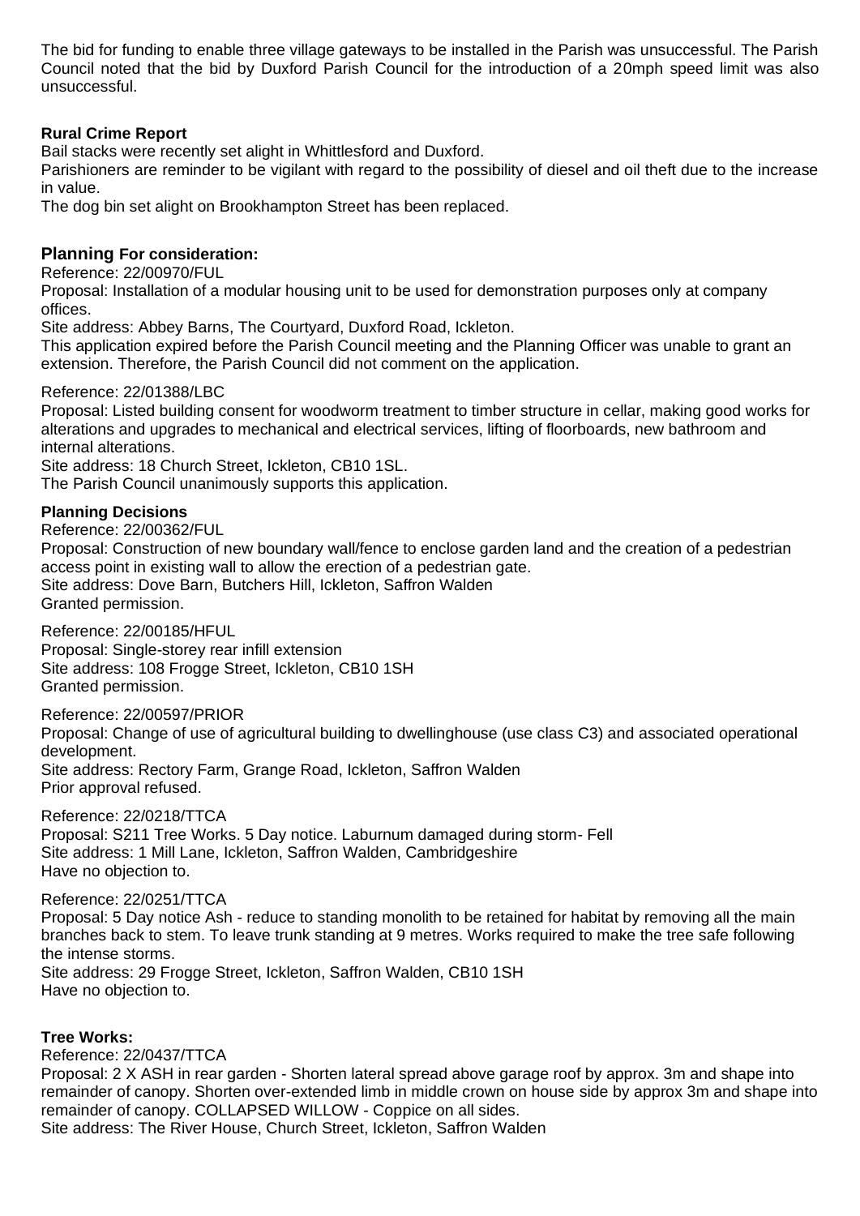The bid for funding to enable three village gateways to be installed in the Parish was unsuccessful. The Parish Council noted that the bid by Duxford Parish Council for the introduction of a 20mph speed limit was also unsuccessful.

**Rural Crime Report**

Bail stacks were recently set alight in Whittlesford and Duxford.

Parishioners are reminder to be vigilant with regard to the possibility of diesel and oil theft due to the increase in value.

The dog bin set alight on Brookhampton Street has been replaced.

**Planning For consideration:**

Reference: 22/00970/FUL

Proposal: Installation of a modular housing unit to be used for demonstration purposes only at company offices.

Site address: Abbey Barns, The Courtyard, Duxford Road, Ickleton.

This application expired before the Parish Council meeting and the Planning Officer was unable to grant an extension. Therefore, the Parish Council did not comment on the application.

Reference: 22/01388/LBC

Proposal: Listed building consent for woodworm treatment to timber structure in cellar, making good works for alterations and upgrades to mechanical and electrical services, lifting of floorboards, new bathroom and internal alterations.

Site address: 18 Church Street, Ickleton, CB10 1SL.

The Parish Council unanimously supports this application.

**Planning Decisions**

Reference: 22/00362/FUL

Proposal: Construction of new boundary wall/fence to enclose garden land and the creation of a pedestrian access point in existing wall to allow the erection of a pedestrian gate.

Site address: Dove Barn, Butchers Hill, Ickleton, Saffron Walden

Granted permission.

Reference: 22/00185/HFUL

Proposal: Single-storey rear infill extension

Site address: 108 Frogge Street, Ickleton, CB10 1SH

Granted permission.

Reference: 22/00597/PRIOR

Proposal: Change of use of agricultural building to dwellinghouse (use class C3) and associated operational development.

Site address: Rectory Farm, Grange Road, Ickleton, Saffron Walden

Prior approval refused.

Reference: 22/0218/TTCA

Proposal: S211 Tree Works. 5 Day notice. Laburnum damaged during storm- Fell

Site address: 1 Mill Lane, Ickleton, Saffron Walden, Cambridgeshire

Have no objection to.

Reference: 22/0251/TTCA

Proposal: 5 Day notice Ash - reduce to standing monolith to be retained for habitat by removing all the main branches back to stem. To leave trunk standing at 9 metres. Works required to make the tree safe following the intense storms.

Site address: 29 Frogge Street, Ickleton, Saffron Walden, CB10 1SH

Have no objection to.

**Tree Works:**

Reference: 22/0437/TTCA

Proposal: 2 X ASH in rear garden - Shorten lateral spread above garage roof by approx. 3m and shape into remainder of canopy. Shorten over-extended limb in middle crown on house side by approx 3m and shape into remainder of canopy. COLLAPSED WILLOW - Coppice on all sides.

Site address: The River House, Church Street, Ickleton, Saffron Walden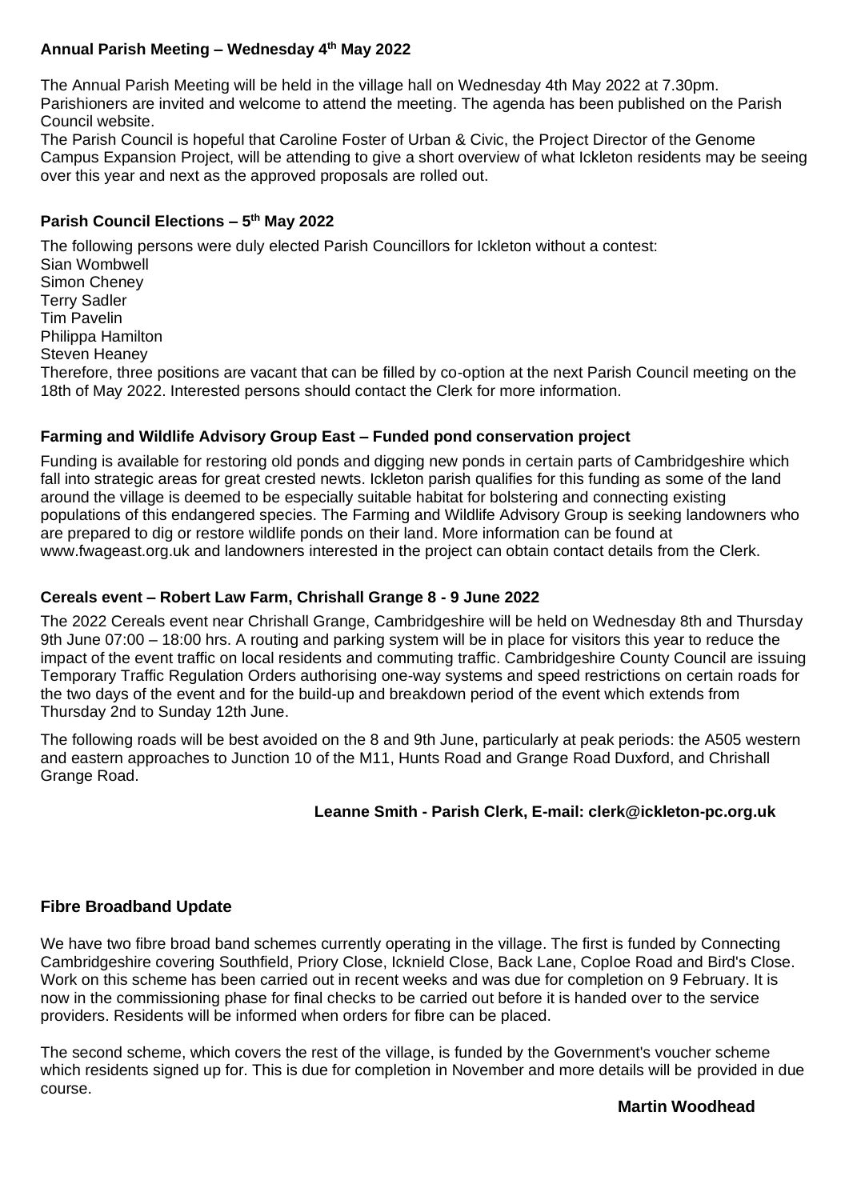### Annual Parish Meeting – Wednesday 4th May 2022

The Annual Parish Meeting will be held in the village hall on Wednesday 4th May 2022 at 7.30pm. Parishioners are invited and welcome to attend the meeting. The agenda has been published on the Parish Council website.

The Parish Council is hopeful that Caroline Foster of Urban & Civic, the Project Director of the Genome Campus Expansion Project, will be attending to give a short overview of what Ickleton residents may be seeing over this year and next as the approved proposals are rolled out.

### Parish Council Elections – 5th May 2022

The following persons were duly elected Parish Councillors for Ickleton without a contest:

Sian Wombwell
Simon Cheney
Terry Sadler
Tim Pavelin
Philippa Hamilton
Steven Heaney

Therefore, three positions are vacant that can be filled by co-option at the next Parish Council meeting on the 18th of May 2022. Interested persons should contact the Clerk for more information.

### Farming and Wildlife Advisory Group East – Funded pond conservation project

Funding is available for restoring old ponds and digging new ponds in certain parts of Cambridgeshire which fall into strategic areas for great crested newts. Ickleton parish qualifies for this funding as some of the land around the village is deemed to be especially suitable habitat for bolstering and connecting existing populations of this endangered species. The Farming and Wildlife Advisory Group is seeking landowners who are prepared to dig or restore wildlife ponds on their land. More information can be found at www.fwageast.org.uk and landowners interested in the project can obtain contact details from the Clerk.

### Cereals event – Robert Law Farm, Chrishall Grange 8 - 9 June 2022

The 2022 Cereals event near Chrishall Grange, Cambridgeshire will be held on Wednesday 8th and Thursday 9th June 07:00 – 18:00 hrs. A routing and parking system will be in place for visitors this year to reduce the impact of the event traffic on local residents and commuting traffic. Cambridgeshire County Council are issuing Temporary Traffic Regulation Orders authorising one-way systems and speed restrictions on certain roads for the two days of the event and for the build-up and breakdown period of the event which extends from Thursday 2nd to Sunday 12th June.

The following roads will be best avoided on the 8 and 9th June, particularly at peak periods: the A505 western and eastern approaches to Junction 10 of the M11, Hunts Road and Grange Road Duxford, and Chrishall Grange Road.

**Leanne Smith - Parish Clerk, E-mail: clerk@ickleton-pc.org.uk**

### Fibre Broadband Update

We have two fibre broad band schemes currently operating in the village. The first is funded by Connecting Cambridgeshire covering Southfield, Priory Close, Icknield Close, Back Lane, Coploe Road and Bird's Close. Work on this scheme has been carried out in recent weeks and was due for completion on 9 February. It is now in the commissioning phase for final checks to be carried out before it is handed over to the service providers. Residents will be informed when orders for fibre can be placed.

The second scheme, which covers the rest of the village, is funded by the Government's voucher scheme which residents signed up for. This is due for completion in November and more details will be provided in due course.

**Martin Woodhead**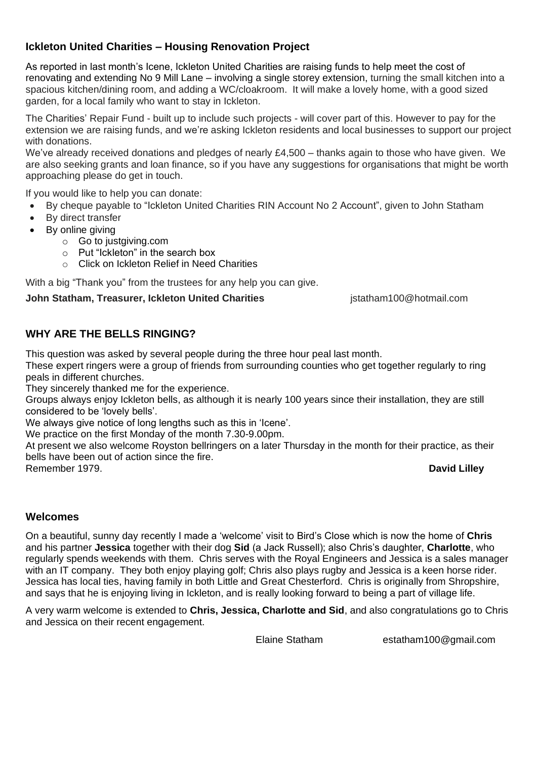## Ickleton United Charities – Housing Renovation Project

As reported in last month's Icene, Ickleton United Charities are raising funds to help meet the cost of renovating and extending No 9 Mill Lane – involving a single storey extension, turning the small kitchen into a spacious kitchen/dining room, and adding a WC/cloakroom. It will make a lovely home, with a good sized garden, for a local family who want to stay in Ickleton.

The Charities' Repair Fund - built up to include such projects - will cover part of this. However to pay for the extension we are raising funds, and we're asking Ickleton residents and local businesses to support our project with donations.

We've already received donations and pledges of nearly £4,500 – thanks again to those who have given. We are also seeking grants and loan finance, so if you have any suggestions for organisations that might be worth approaching please do get in touch.

If you would like to help you can donate:

- By cheque payable to "Ickleton United Charities RIN Account No 2 Account", given to John Statham
- By direct transfer
- By online giving
  - Go to justgiving.com
  - Put "Ickleton" in the search box
  - Click on Ickleton Relief in Need Charities

With a big "Thank you" from the trustees for any help you can give.

**John Statham, Treasurer, Ickleton United Charities** jstatham100@hotmail.com

## WHY ARE THE BELLS RINGING?

This question was asked by several people during the three hour peal last month.

These expert ringers were a group of friends from surrounding counties who get together regularly to ring peals in different churches.

They sincerely thanked me for the experience.

Groups always enjoy Ickleton bells, as although it is nearly 100 years since their installation, they are still considered to be 'lovely bells'.

We always give notice of long lengths such as this in 'Icene'.

We practice on the first Monday of the month 7.30-9.00pm.

At present we also welcome Royston bellringers on a later Thursday in the month for their practice, as their bells have been out of action since the fire.

Remember 1979. **David Lilley**

## Welcomes

On a beautiful, sunny day recently I made a 'welcome' visit to Bird's Close which is now the home of **Chris** and his partner **Jessica** together with their dog **Sid** (a Jack Russell); also Chris's daughter, **Charlotte**, who regularly spends weekends with them. Chris serves with the Royal Engineers and Jessica is a sales manager with an IT company. They both enjoy playing golf; Chris also plays rugby and Jessica is a keen horse rider. Jessica has local ties, having family in both Little and Great Chesterford. Chris is originally from Shropshire, and says that he is enjoying living in Ickleton, and is really looking forward to being a part of village life.

A very warm welcome is extended to **Chris, Jessica, Charlotte and Sid**, and also congratulations go to Chris and Jessica on their recent engagement.

Elaine Statham estatham100@gmail.com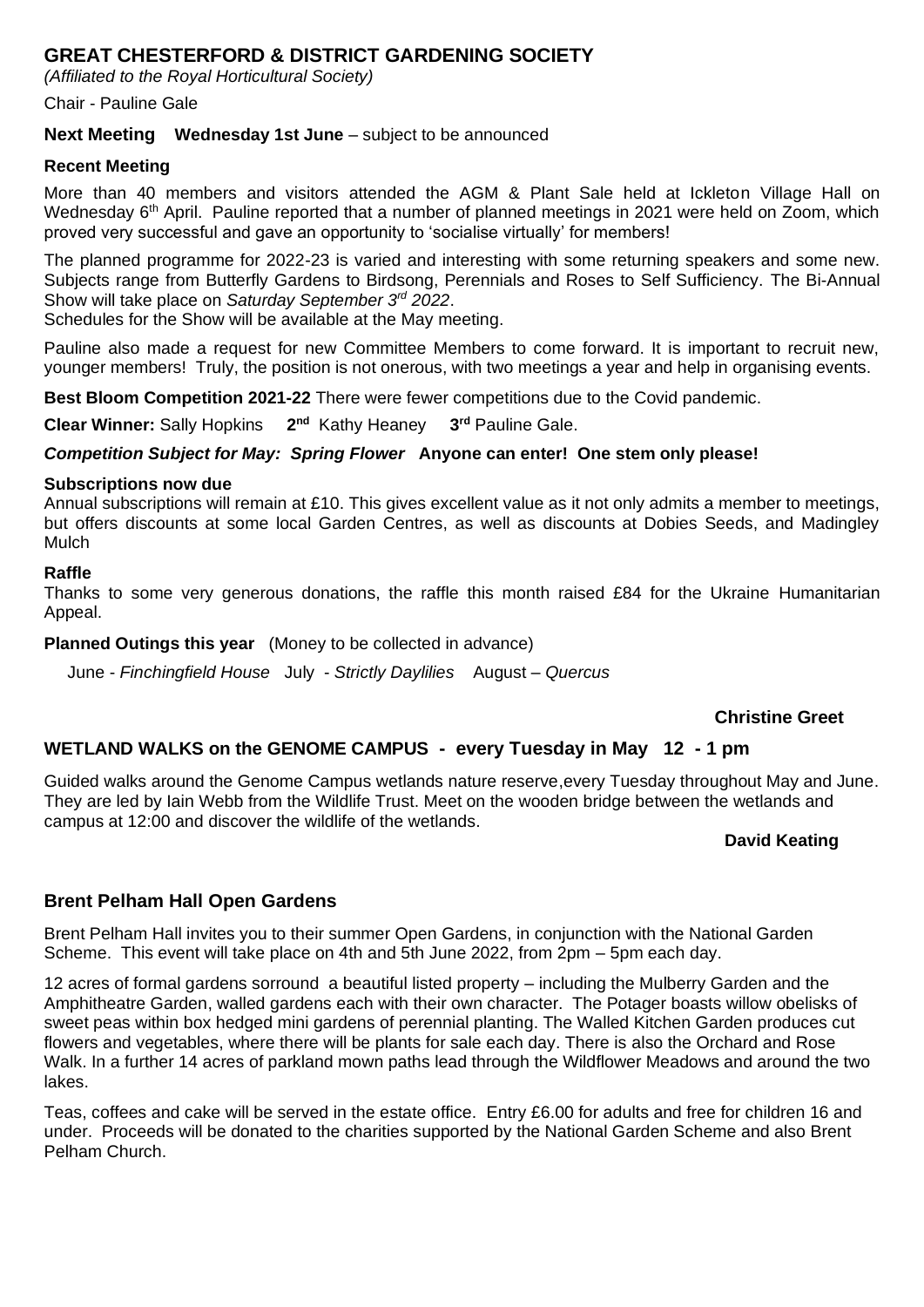## GREAT CHESTERFORD & DISTRICT GARDENING SOCIETY

*(Affiliated to the Royal Horticultural Society)*

Chair - Pauline Gale

**Next Meeting Wednesday 1st June** – subject to be announced

**Recent Meeting**

More than 40 members and visitors attended the AGM & Plant Sale held at Ickleton Village Hall on Wednesday 6th April. Pauline reported that a number of planned meetings in 2021 were held on Zoom, which proved very successful and gave an opportunity to 'socialise virtually' for members!

The planned programme for 2022-23 is varied and interesting with some returning speakers and some new. Subjects range from Butterfly Gardens to Birdsong, Perennials and Roses to Self Sufficiency. The Bi-Annual Show will take place on *Saturday September 3rd 2022*.
Schedules for the Show will be available at the May meeting.

Pauline also made a request for new Committee Members to come forward. It is important to recruit new, younger members! Truly, the position is not onerous, with two meetings a year and help in organising events.

**Best Bloom Competition 2021-22** There were fewer competitions due to the Covid pandemic.

**Clear Winner:** Sally Hopkins **2nd** Kathy Heaney **3rd** Pauline Gale.

***Competition Subject for May: Spring Flower*** **Anyone can enter! One stem only please!**

**Subscriptions now due**
Annual subscriptions will remain at £10. This gives excellent value as it not only admits a member to meetings, but offers discounts at some local Garden Centres, as well as discounts at Dobies Seeds, and Madingley Mulch

**Raffle**
Thanks to some very generous donations, the raffle this month raised £84 for the Ukraine Humanitarian Appeal.

**Planned Outings this year** (Money to be collected in advance)

June - *Finchingfield House* July - *Strictly Daylilies* August – *Quercus*

**Christine Greet**

## WETLAND WALKS on the GENOME CAMPUS - every Tuesday in May 12 - 1 pm

Guided walks around the Genome Campus wetlands nature reserve,every Tuesday throughout May and June. They are led by Iain Webb from the Wildlife Trust. Meet on the wooden bridge between the wetlands and campus at 12:00 and discover the wildlife of the wetlands.

**David Keating**

## Brent Pelham Hall Open Gardens

Brent Pelham Hall invites you to their summer Open Gardens, in conjunction with the National Garden Scheme. This event will take place on 4th and 5th June 2022, from 2pm – 5pm each day.

12 acres of formal gardens sorround a beautiful listed property – including the Mulberry Garden and the Amphitheatre Garden, walled gardens each with their own character. The Potager boasts willow obelisks of sweet peas within box hedged mini gardens of perennial planting. The Walled Kitchen Garden produces cut flowers and vegetables, where there will be plants for sale each day. There is also the Orchard and Rose Walk. In a further 14 acres of parkland mown paths lead through the Wildflower Meadows and around the two lakes.

Teas, coffees and cake will be served in the estate office. Entry £6.00 for adults and free for children 16 and under. Proceeds will be donated to the charities supported by the National Garden Scheme and also Brent Pelham Church.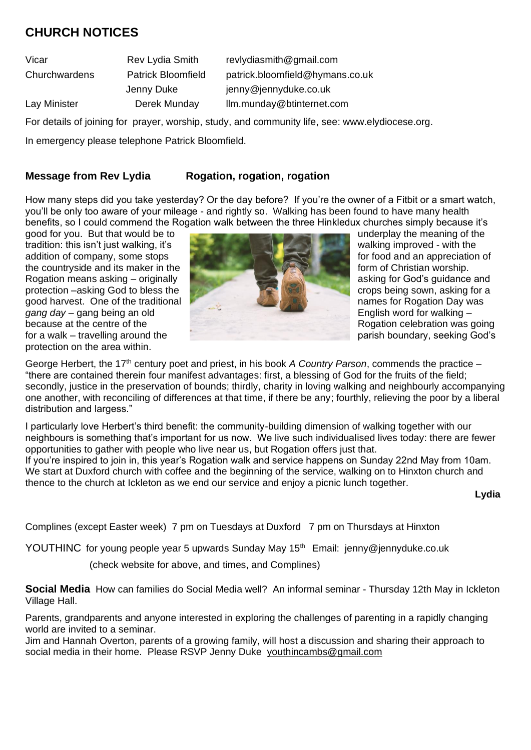# CHURCH NOTICES

| | | |
|---|---|---|
| Vicar | Rev Lydia Smith | revlydiasmith@gmail.com |
| Churchwardens | Patrick Bloomfield | patrick.bloomfield@hymans.co.uk |
| | Jenny Duke | jenny@jennyduke.co.uk |
| Lay Minister | Derek Munday | llm.munday@btinternet.com |

For details of joining for prayer, worship, study, and community life, see: www.elydiocese.org.

In emergency please telephone Patrick Bloomfield.

## Message from Rev Lydia — Rogation, rogation, rogation

How many steps did you take yesterday? Or the day before? If you're the owner of a Fitbit or a smart watch, you'll be only too aware of your mileage - and rightly so. Walking has been found to have many health benefits, so I could commend the Rogation walk between the three Hinkledux churches simply because it's good for you. But that would be to underplay the meaning of the tradition: this isn't just walking, it's walking improved - with the addition of company, some stops for food and an appreciation of the countryside and its maker in the form of Christian worship. Rogation means asking – originally asking for God's guidance and protection –asking God to bless the crops being sown, asking for a good harvest. One of the traditional names for Rogation Day was *gang day* – gang being an old English word for walking – because at the centre of the Rogation celebration was going for a walk – travelling around the parish boundary, seeking God's protection on the area within.

George Herbert, the 17th century poet and priest, in his book *A Country Parson*, commends the practice – "there are contained therein four manifest advantages: first, a blessing of God for the fruits of the field; secondly, justice in the preservation of bounds; thirdly, charity in loving walking and neighbourly accompanying one another, with reconciling of differences at that time, if there be any; fourthly, relieving the poor by a liberal distribution and largess."

I particularly love Herbert's third benefit: the community-building dimension of walking together with our neighbours is something that's important for us now. We live such individualised lives today: there are fewer opportunities to gather with people who live near us, but Rogation offers just that.

If you're inspired to join in, this year's Rogation walk and service happens on Sunday 22nd May from 10am. We start at Duxford church with coffee and the beginning of the service, walking on to Hinxton church and thence to the church at Ickleton as we end our service and enjoy a picnic lunch together.

**Lydia**

Complines (except Easter week) 7 pm on Tuesdays at Duxford 7 pm on Thursdays at Hinxton

YOUTHINC for young people year 5 upwards Sunday May 15th Email: jenny@jennyduke.co.uk

(check website for above, and times, and Complines)

**Social Media** How can families do Social Media well? An informal seminar - Thursday 12th May in Ickleton Village Hall.

Parents, grandparents and anyone interested in exploring the challenges of parenting in a rapidly changing world are invited to a seminar.

Jim and Hannah Overton, parents of a growing family, will host a discussion and sharing their approach to social media in their home. Please RSVP Jenny Duke youthincambs@gmail.com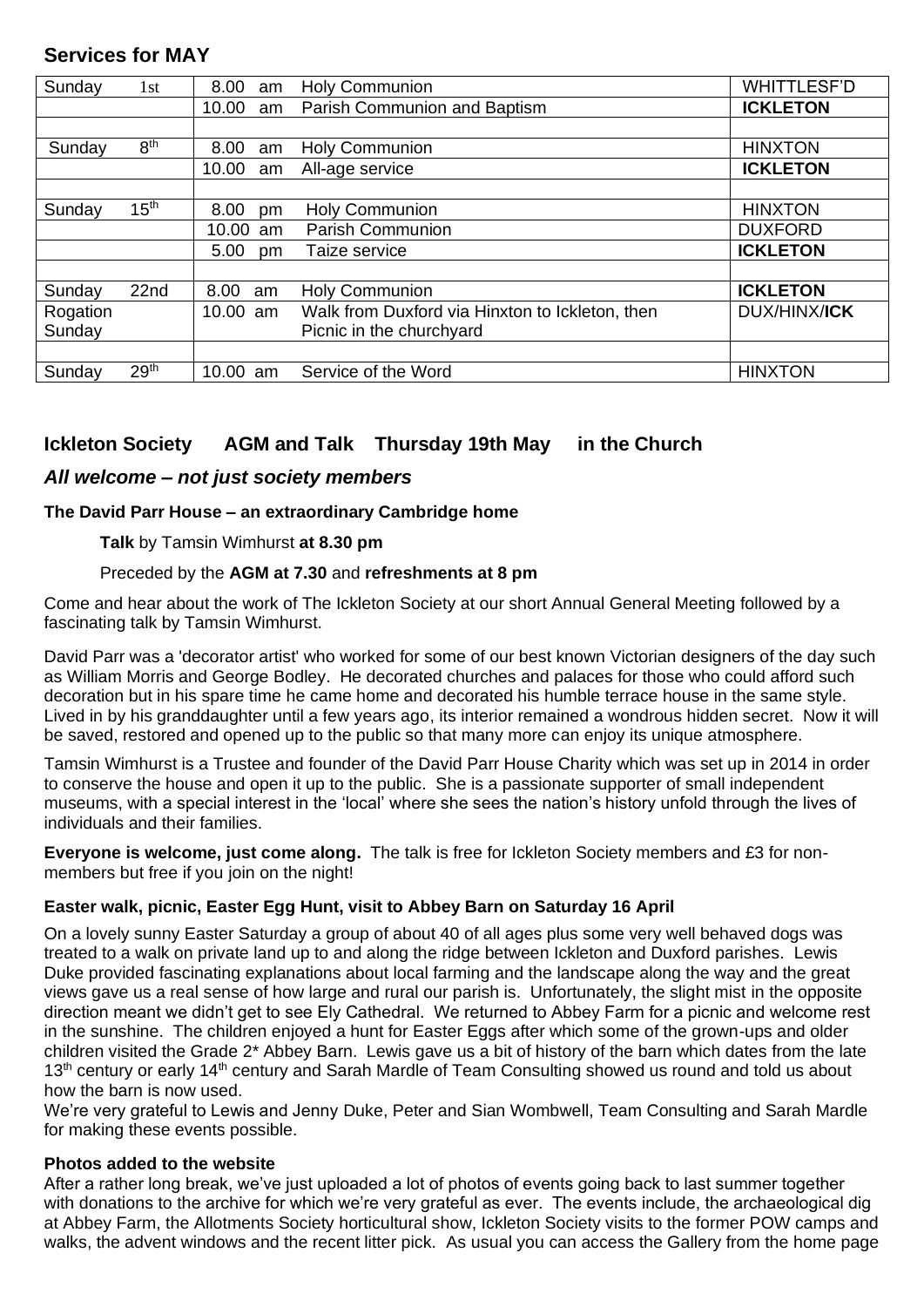## Services for MAY

| Sunday 1st | 8.00 am | Holy Communion | WHITTLESF'D |
|---|---|---|---|
| | 10.00 am | Parish Communion and Baptism | **ICKLETON** |
| | | | |
| Sunday 8th | 8.00 am | Holy Communion | HINXTON |
| | 10.00 am | All-age service | **ICKLETON** |
| | | | |
| Sunday 15th | 8.00 pm | Holy Communion | HINXTON |
| | 10.00 am | Parish Communion | DUXFORD |
| | 5.00 pm | Taize service | **ICKLETON** |
| | | | |
| Sunday 22nd | 8.00 am | Holy Communion | **ICKLETON** |
| Rogation Sunday | 10.00 am | Walk from Duxford via Hinxton to Ickleton, then Picnic in the churchyard | DUX/HINX/**ICK** |
| | | | |
| Sunday 29th | 10.00 am | Service of the Word | HINXTON |

## Ickleton Society AGM and Talk Thursday 19th May in the Church

### *All welcome – not just society members*

**The David Parr House – an extraordinary Cambridge home**

**Talk** by Tamsin Wimhurst **at 8.30 pm**

Preceded by the **AGM at 7.30** and **refreshments at 8 pm**

Come and hear about the work of The Ickleton Society at our short Annual General Meeting followed by a fascinating talk by Tamsin Wimhurst.

David Parr was a 'decorator artist' who worked for some of our best known Victorian designers of the day such as William Morris and George Bodley. He decorated churches and palaces for those who could afford such decoration but in his spare time he came home and decorated his humble terrace house in the same style. Lived in by his granddaughter until a few years ago, its interior remained a wondrous hidden secret. Now it will be saved, restored and opened up to the public so that many more can enjoy its unique atmosphere.

Tamsin Wimhurst is a Trustee and founder of the David Parr House Charity which was set up in 2014 in order to conserve the house and open it up to the public. She is a passionate supporter of small independent museums, with a special interest in the 'local' where she sees the nation's history unfold through the lives of individuals and their families.

**Everyone is welcome, just come along.** The talk is free for Ickleton Society members and £3 for non-members but free if you join on the night!

**Easter walk, picnic, Easter Egg Hunt, visit to Abbey Barn on Saturday 16 April**

On a lovely sunny Easter Saturday a group of about 40 of all ages plus some very well behaved dogs was treated to a walk on private land up to and along the ridge between Ickleton and Duxford parishes. Lewis Duke provided fascinating explanations about local farming and the landscape along the way and the great views gave us a real sense of how large and rural our parish is. Unfortunately, the slight mist in the opposite direction meant we didn't get to see Ely Cathedral. We returned to Abbey Farm for a picnic and welcome rest in the sunshine. The children enjoyed a hunt for Easter Eggs after which some of the grown-ups and older children visited the Grade 2* Abbey Barn. Lewis gave us a bit of history of the barn which dates from the late 13th century or early 14th century and Sarah Mardle of Team Consulting showed us round and told us about how the barn is now used.

We're very grateful to Lewis and Jenny Duke, Peter and Sian Wombwell, Team Consulting and Sarah Mardle for making these events possible.

**Photos added to the website**

After a rather long break, we've just uploaded a lot of photos of events going back to last summer together with donations to the archive for which we're very grateful as ever. The events include, the archaeological dig at Abbey Farm, the Allotments Society horticultural show, Ickleton Society visits to the former POW camps and walks, the advent windows and the recent litter pick. As usual you can access the Gallery from the home page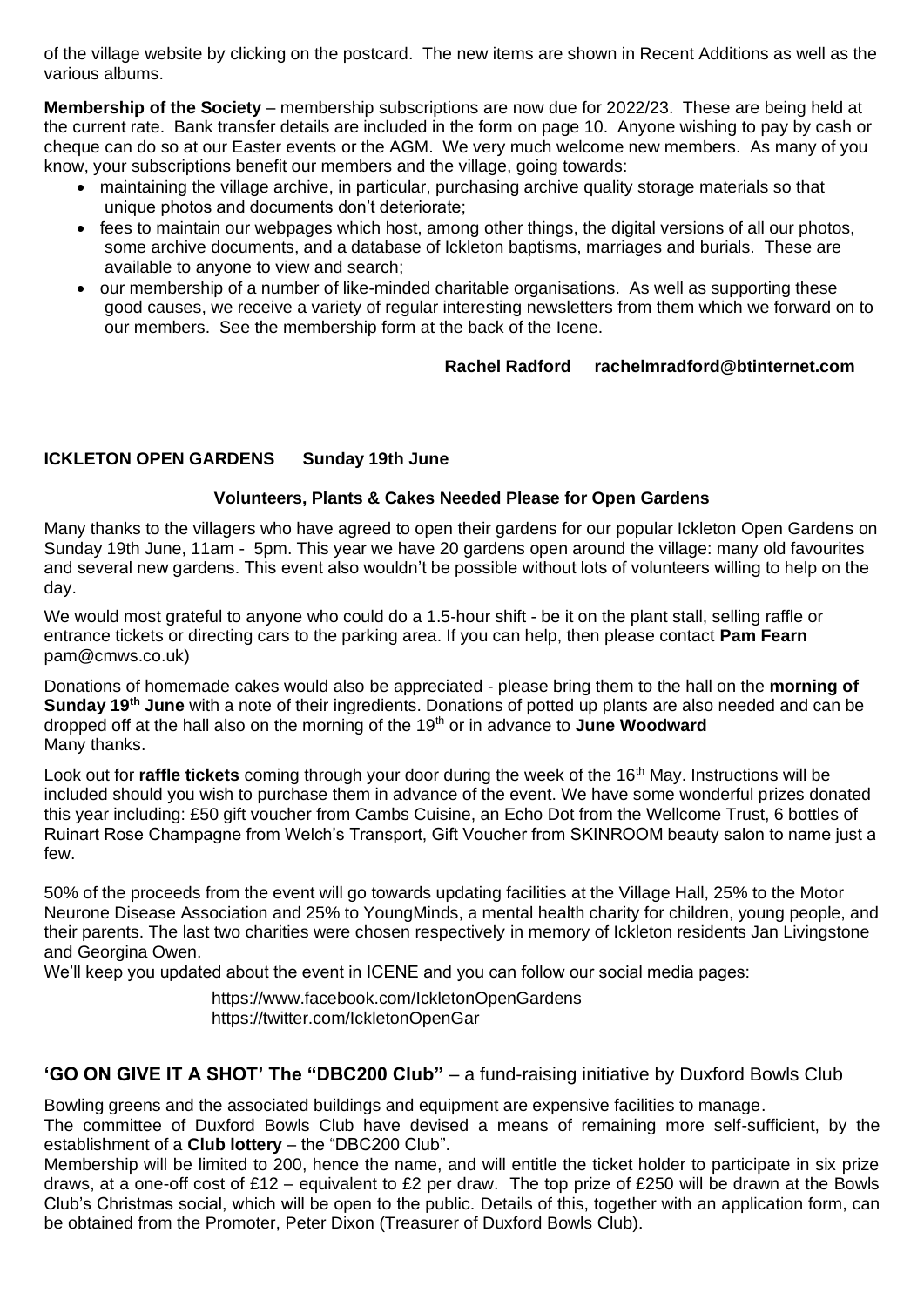of the village website by clicking on the postcard. The new items are shown in Recent Additions as well as the various albums.

**Membership of the Society** – membership subscriptions are now due for 2022/23. These are being held at the current rate. Bank transfer details are included in the form on page 10. Anyone wishing to pay by cash or cheque can do so at our Easter events or the AGM. We very much welcome new members. As many of you know, your subscriptions benefit our members and the village, going towards:

- maintaining the village archive, in particular, purchasing archive quality storage materials so that unique photos and documents don't deteriorate;
- fees to maintain our webpages which host, among other things, the digital versions of all our photos, some archive documents, and a database of Ickleton baptisms, marriages and burials. These are available to anyone to view and search;
- our membership of a number of like-minded charitable organisations. As well as supporting these good causes, we receive a variety of regular interesting newsletters from them which we forward on to our members. See the membership form at the back of the Icene.

**Rachel Radford rachelmradford@btinternet.com**

## ICKLETON OPEN GARDENS Sunday 19th June

**Volunteers, Plants & Cakes Needed Please for Open Gardens**

Many thanks to the villagers who have agreed to open their gardens for our popular Ickleton Open Gardens on Sunday 19th June, 11am - 5pm. This year we have 20 gardens open around the village: many old favourites and several new gardens. This event also wouldn't be possible without lots of volunteers willing to help on the day.

We would most grateful to anyone who could do a 1.5-hour shift - be it on the plant stall, selling raffle or entrance tickets or directing cars to the parking area. If you can help, then please contact **Pam Fearn** pam@cmws.co.uk)

Donations of homemade cakes would also be appreciated - please bring them to the hall on the **morning of Sunday 19th June** with a note of their ingredients. Donations of potted up plants are also needed and can be dropped off at the hall also on the morning of the 19th or in advance to **June Woodward**
Many thanks.

Look out for **raffle tickets** coming through your door during the week of the 16th May. Instructions will be included should you wish to purchase them in advance of the event. We have some wonderful prizes donated this year including: £50 gift voucher from Cambs Cuisine, an Echo Dot from the Wellcome Trust, 6 bottles of Ruinart Rose Champagne from Welch's Transport, Gift Voucher from SKINROOM beauty salon to name just a few.

50% of the proceeds from the event will go towards updating facilities at the Village Hall, 25% to the Motor Neurone Disease Association and 25% to YoungMinds, a mental health charity for children, young people, and their parents. The last two charities were chosen respectively in memory of Ickleton residents Jan Livingstone and Georgina Owen.

We'll keep you updated about the event in ICENE and you can follow our social media pages:

https://www.facebook.com/IckletonOpenGardens
https://twitter.com/IckletonOpenGar

## 'GO ON GIVE IT A SHOT' The "DBC200 Club" – a fund-raising initiative by Duxford Bowls Club

Bowling greens and the associated buildings and equipment are expensive facilities to manage.
The committee of Duxford Bowls Club have devised a means of remaining more self-sufficient, by the establishment of a **Club lottery** – the "DBC200 Club".
Membership will be limited to 200, hence the name, and will entitle the ticket holder to participate in six prize draws, at a one-off cost of £12 – equivalent to £2 per draw. The top prize of £250 will be drawn at the Bowls Club's Christmas social, which will be open to the public. Details of this, together with an application form, can be obtained from the Promoter, Peter Dixon (Treasurer of Duxford Bowls Club).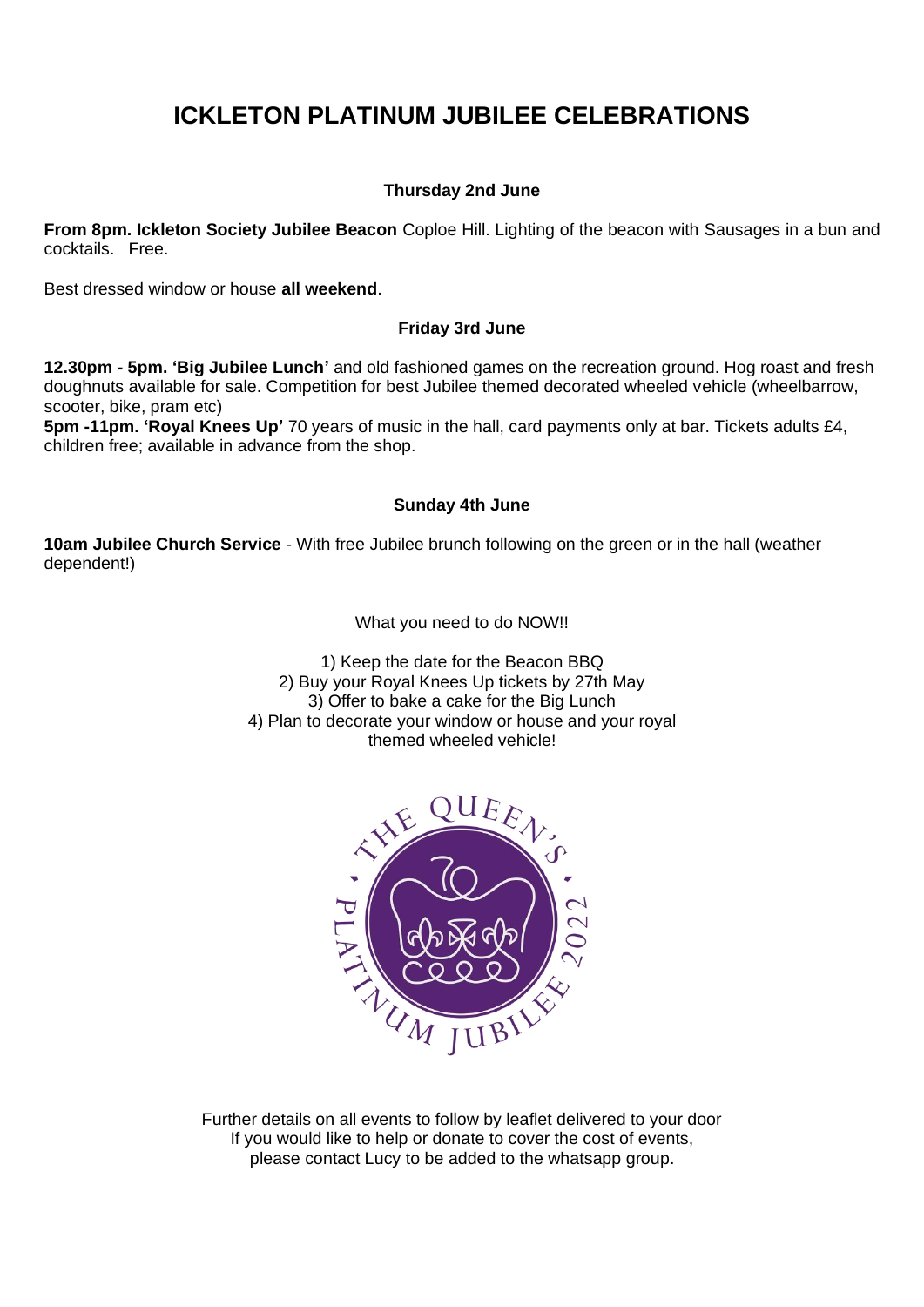# ICKLETON PLATINUM JUBILEE CELEBRATIONS

### Thursday 2nd June

**From 8pm. Ickleton Society Jubilee Beacon** Coploe Hill. Lighting of the beacon with Sausages in a bun and cocktails. Free.

Best dressed window or house **all weekend**.

### Friday 3rd June

**12.30pm - 5pm. 'Big Jubilee Lunch'** and old fashioned games on the recreation ground. Hog roast and fresh doughnuts available for sale. Competition for best Jubilee themed decorated wheeled vehicle (wheelbarrow, scooter, bike, pram etc)

**5pm -11pm. 'Royal Knees Up'** 70 years of music in the hall, card payments only at bar. Tickets adults £4, children free; available in advance from the shop.

### Sunday 4th June

**10am Jubilee Church Service** - With free Jubilee brunch following on the green or in the hall (weather dependent!)

What you need to do NOW!!

1) Keep the date for the Beacon BBQ
2) Buy your Royal Knees Up tickets by 27th May
3) Offer to bake a cake for the Big Lunch
4) Plan to decorate your window or house and your royal themed wheeled vehicle!

Further details on all events to follow by leaflet delivered to your door
If you would like to help or donate to cover the cost of events, please contact Lucy to be added to the whatsapp group.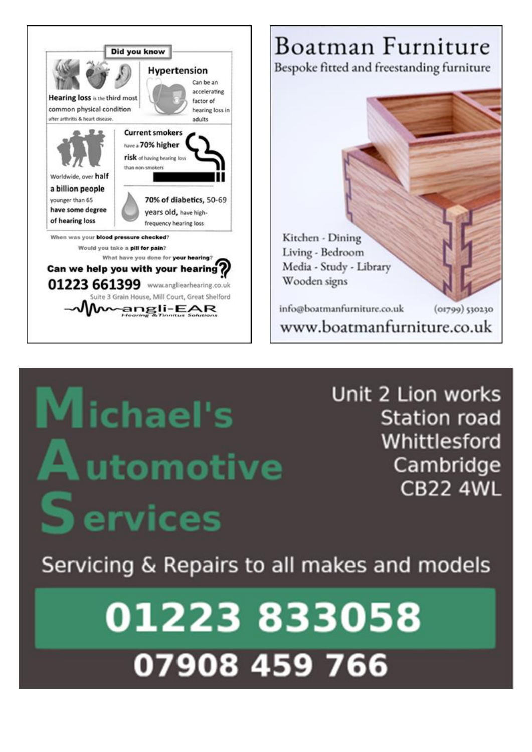## Did you know

**Hearing loss** is the third most common physical condition after arthritis & heart disease.

### Hypertension

Can be an accelerating factor of hearing loss in adults

**Current smokers** have a **70% higher risk** of having hearing loss than non-smokers

Worldwide, over **half a billion people** younger than 65 **have some degree of hearing loss**

**70% of diabetics**, 50-69 years old, have high-frequency hearing loss

When was your **blood pressure checked**?

Would you take a **pill for pain**?

What have you done for **your hearing**?

**Can we help you with your hearing?**

**01223 661399** www.angliearhearing.co.uk

Suite 3 Grain House, Mill Court, Great Shelford

**angli-EAR**
Hearing & Tinnitus Solutions

---

# Boatman Furniture

Bespoke fitted and freestanding furniture

Kitchen - Dining
Living - Bedroom
Media - Study - Library
Wooden signs

info@boatmanfurniture.co.uk (01799) 530230

www.boatmanfurniture.co.uk

---

# Michael's Automotive Services

Unit 2 Lion works
Station road
Whittlesford
Cambridge
CB22 4WL

Servicing & Repairs to all makes and models

**01223 833058**

**07908 459 766**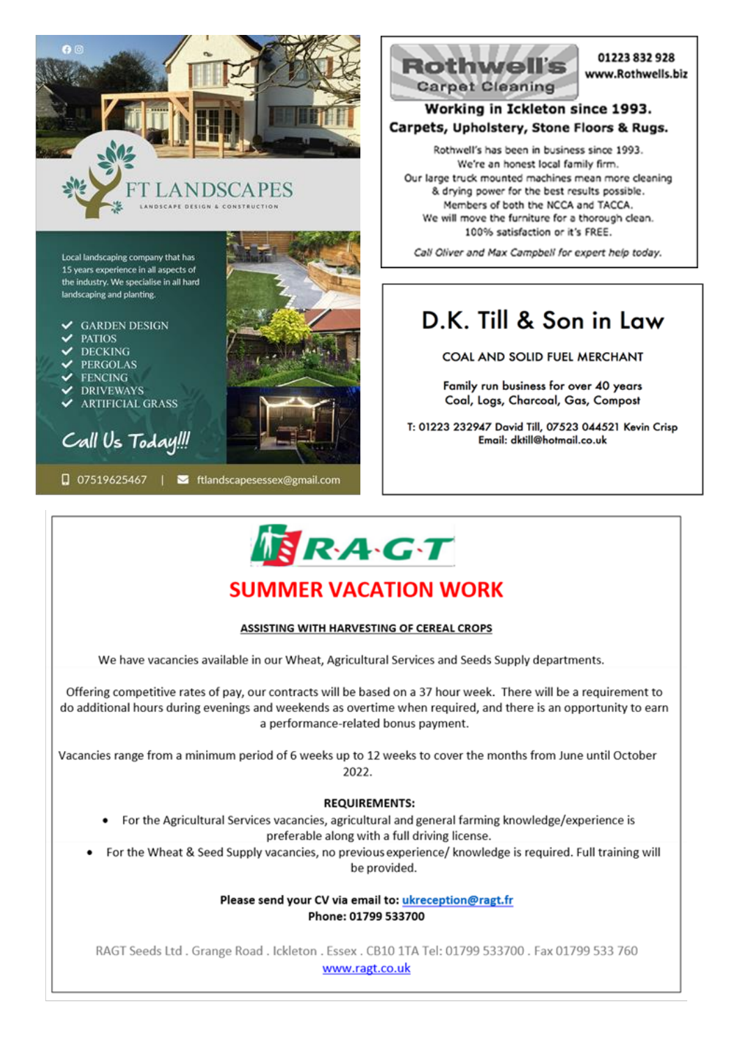# FT LANDSCAPES

LANDSCAPE DESIGN & CONSTRUCTION

Local landscaping company that has 15 years experience in all aspects of the industry. We specialise in all hard landscaping and planting.

- GARDEN DESIGN
- PATIOS
- DECKING
- PERGOLAS
- FENCING
- DRIVEWAYS
- ARTIFICIAL GRASS

*Call Us Today!!!*

07519625467 | ftlandscapesessex@gmail.com

---

# Rothwell's Carpet Cleaning

01223 832 928
www.Rothwells.biz

**Working in Ickleton since 1993.**
**Carpets, Upholstery, Stone Floors & Rugs.**

Rothwell's has been in business since 1993.
We're an honest local family firm.
Our large truck mounted machines mean more cleaning & drying power for the best results possible.
Members of both the NCCA and TACCA.
We will move the furniture for a thorough clean.
100% satisfaction or it's FREE.

*Call Oliver and Max Campbell for expert help today.*

---

# D.K. Till & Son in Law

COAL AND SOLID FUEL MERCHANT

Family run business for over 40 years
Coal, Logs, Charcoal, Gas, Compost

T: 01223 232947 David Till, 07523 044521 Kevin Crisp
Email: dktill@hotmail.co.uk

---

# RAGT

## SUMMER VACATION WORK

**ASSISTING WITH HARVESTING OF CEREAL CROPS**

We have vacancies available in our Wheat, Agricultural Services and Seeds Supply departments.

Offering competitive rates of pay, our contracts will be based on a 37 hour week. There will be a requirement to do additional hours during evenings and weekends as overtime when required, and there is an opportunity to earn a performance-related bonus payment.

Vacancies range from a minimum period of 6 weeks up to 12 weeks to cover the months from June until October 2022.

**REQUIREMENTS:**

- For the Agricultural Services vacancies, agricultural and general farming knowledge/experience is preferable along with a full driving license.
- For the Wheat & Seed Supply vacancies, no previous experience/ knowledge is required. Full training will be provided.

**Please send your CV via email to: ukreception@ragt.fr**
**Phone: 01799 533700**

RAGT Seeds Ltd . Grange Road . Ickleton . Essex . CB10 1TA Tel: 01799 533700 . Fax 01799 533 760
www.ragt.co.uk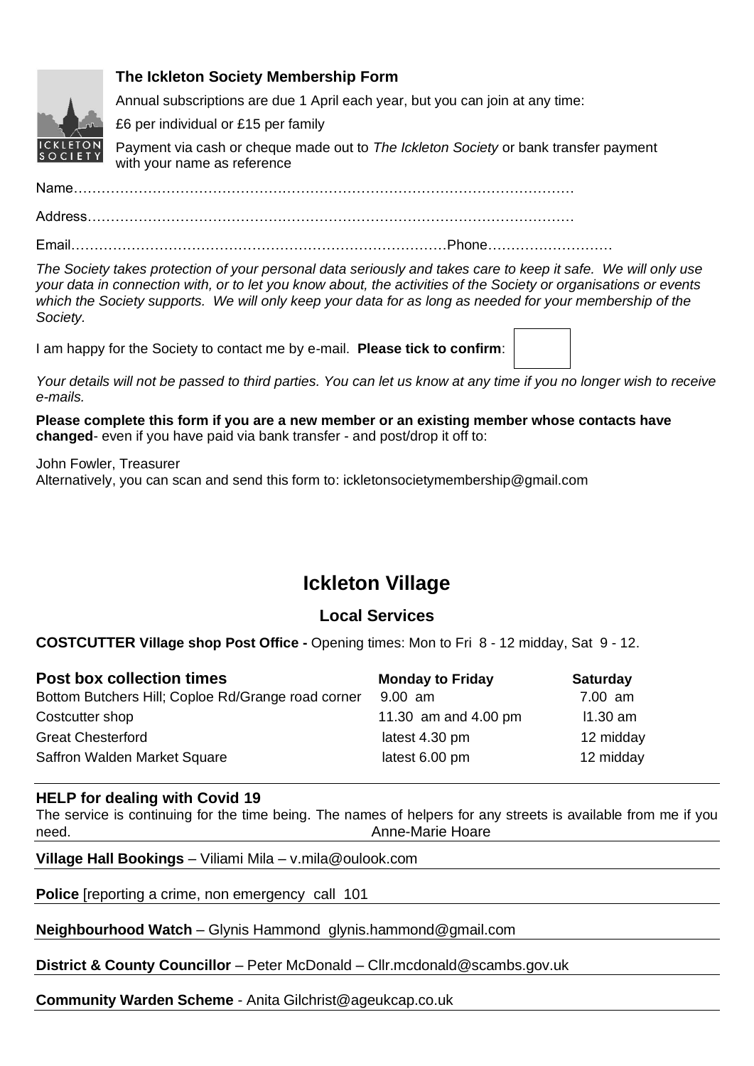### The Ickleton Society Membership Form

Annual subscriptions are due 1 April each year, but you can join at any time:

£6 per individual or £15 per family

Payment via cash or cheque made out to *The Ickleton Society* or bank transfer payment with your name as reference

Name……………………………………………………………………………………………

Address…………………………………………………………………………………………

Email……………………………………………………………………Phone………………………

*The Society takes protection of your personal data seriously and takes care to keep it safe. We will only use your data in connection with, or to let you know about, the activities of the Society or organisations or events which the Society supports. We will only keep your data for as long as needed for your membership of the Society.*

I am happy for the Society to contact me by e-mail. **Please tick to confirm**: ☐

*Your details will not be passed to third parties. You can let us know at any time if you no longer wish to receive e-mails.*

**Please complete this form if you are a new member or an existing member whose contacts have changed**- even if you have paid via bank transfer - and post/drop it off to:

John Fowler, Treasurer
Alternatively, you can scan and send this form to: ickletonsocietymembership@gmail.com

# Ickleton Village

## Local Services

**COSTCUTTER Village shop Post Office -** Opening times: Mon to Fri 8 - 12 midday, Sat 9 - 12.

| **Post box collection times** | **Monday to Friday** | **Saturday** |
|---|---|---|
| Bottom Butchers Hill; Coploe Rd/Grange road corner | 9.00 am | 7.00 am |
| Costcutter shop | 11.30 am and 4.00 pm | l1.30 am |
| Great Chesterford | latest 4.30 pm | 12 midday |
| Saffron Walden Market Square | latest 6.00 pm | 12 midday |

**HELP for dealing with Covid 19**
The service is continuing for the time being. The names of helpers for any streets is available from me if you need. Anne-Marie Hoare

**Village Hall Bookings** – Viliami Mila – v.mila@oulook.com

**Police** [reporting a crime, non emergency call 101

**Neighbourhood Watch** – Glynis Hammond glynis.hammond@gmail.com

**District & County Councillor** – Peter McDonald – Cllr.mcdonald@scambs.gov.uk

**Community Warden Scheme** - Anita Gilchrist@ageukcap.co.uk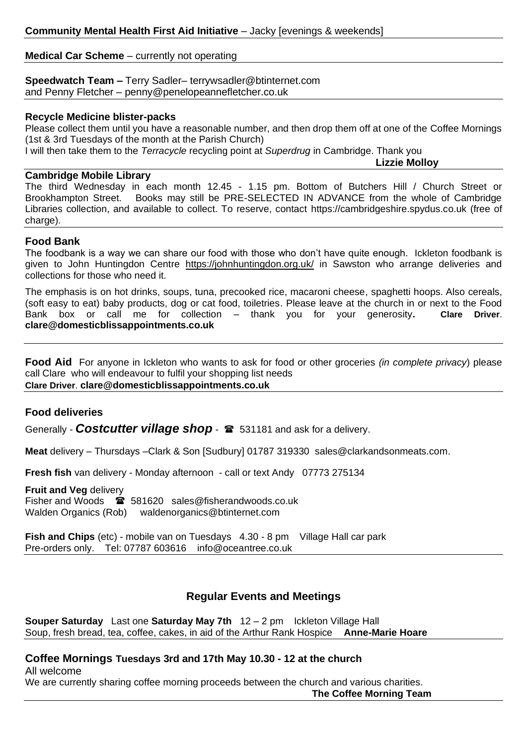**Community Mental Health First Aid Initiative** – Jacky [evenings & weekends]

---

**Medical Car Scheme** – currently not operating

---

**Speedwatch Team –** Terry Sadler– terrywsadler@btinternet.com
and Penny Fletcher – penny@penelopeannefletcher.co.uk

---

**Recycle Medicine blister-packs**

Please collect them until you have a reasonable number, and then drop them off at one of the Coffee Mornings (1st & 3rd Tuesdays of the month at the Parish Church)

I will then take them to the *Terracycle* recycling point at *Superdrug* in Cambridge. Thank you

**Lizzie Molloy**

---

**Cambridge Mobile Library**

The third Wednesday in each month 12.45 - 1.15 pm. Bottom of Butchers Hill / Church Street or Brookhampton Street. Books may still be PRE-SELECTED IN ADVANCE from the whole of Cambridge Libraries collection, and available to collect. To reserve, contact https://cambridgeshire.spydus.co.uk (free of charge).

---

**Food Bank**

The foodbank is a way we can share our food with those who don't have quite enough. Ickleton foodbank is given to John Huntingdon Centre https://johnhuntingdon.org.uk/ in Sawston who arrange deliveries and collections for those who need it.

The emphasis is on hot drinks, soups, tuna, precooked rice, macaroni cheese, spaghetti hoops. Also cereals, (soft easy to eat) baby products, dog or cat food, toiletries. Please leave at the church in or next to the Food Bank box or call me for collection – thank you for your generosity**. Clare Driver**. **clare@domesticblissappointments.co.uk**

---

**Food Aid** For anyone in Ickleton who wants to ask for food or other groceries *(in complete privacy*) please call Clare who will endeavour to fulfil your shopping list needs

**Clare Driver**. **clare@domesticblissappointments.co.uk**

---

**Food deliveries**

Generally - ***Costcutter village shop*** - ☎ 531181 and ask for a delivery.

**Meat** delivery – Thursdays –Clark & Son [Sudbury] 01787 319330 sales@clarkandsonmeats.com.

**Fresh fish** van delivery - Monday afternoon - call or text Andy 07773 275134

**Fruit and Veg** delivery
Fisher and Woods ☎ 581620 sales@fisherandwoods.co.uk
Walden Organics (Rob) waldenorganics@btinternet.com

**Fish and Chips** (etc) - mobile van on Tuesdays 4.30 - 8 pm Village Hall car park
Pre-orders only. Tel: 07787 603616 info@oceantree.co.uk

---

## Regular Events and Meetings

**Souper Saturday** Last one **Saturday May 7th** 12 – 2 pm Ickleton Village Hall
Soup, fresh bread, tea, coffee, cakes, in aid of the Arthur Rank Hospice **Anne-Marie Hoare**

---

**Coffee Mornings Tuesdays 3rd and 17th May 10.30 - 12 at the church**

All welcome

We are currently sharing coffee morning proceeds between the church and various charities.

**The Coffee Morning Team**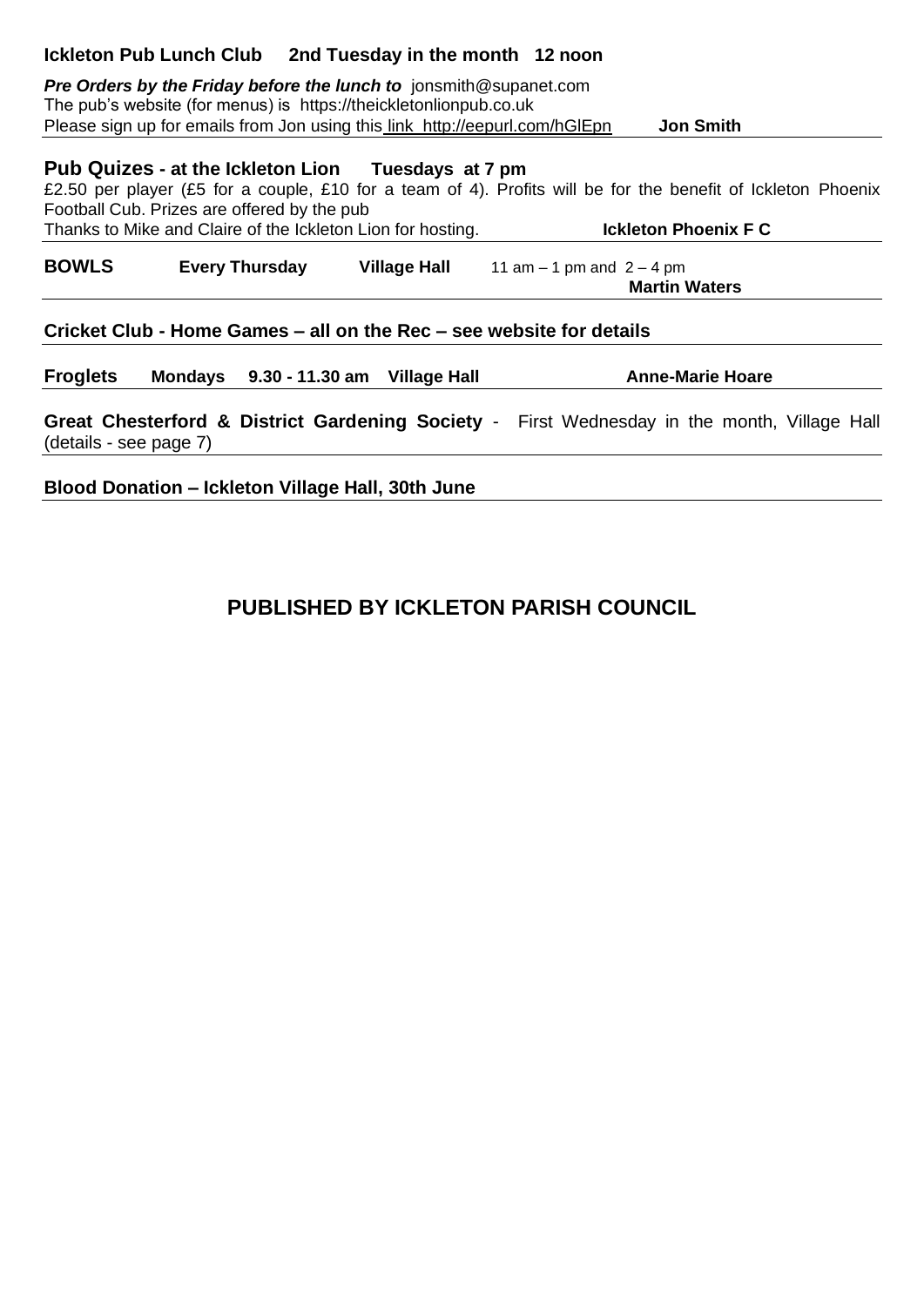**Ickleton Pub Lunch Club 2nd Tuesday in the month 12 noon**

***Pre Orders by the Friday before the lunch to*** jonsmith@supanet.com
The pub's website (for menus) is https://theickletonlionpub.co.uk
Please sign up for emails from Jon using this link http://eepurl.com/hGlEpn **Jon Smith**

---

**Pub Quizes - at the Ickleton Lion Tuesdays at 7 pm**
£2.50 per player (£5 for a couple, £10 for a team of 4). Profits will be for the benefit of Ickleton Phoenix Football Cub. Prizes are offered by the pub
Thanks to Mike and Claire of the Ickleton Lion for hosting. **Ickleton Phoenix F C**

---

**BOWLS Every Thursday Village Hall** 11 am – 1 pm and 2 – 4 pm
**Martin Waters**

---

**Cricket Club - Home Games – all on the Rec – see website for details**

---

**Froglets Mondays 9.30 - 11.30 am Village Hall Anne-Marie Hoare**

---

**Great Chesterford & District Gardening Society** - First Wednesday in the month, Village Hall (details - see page 7)

---

**Blood Donation – Ickleton Village Hall, 30th June**

---

## PUBLISHED BY ICKLETON PARISH COUNCIL